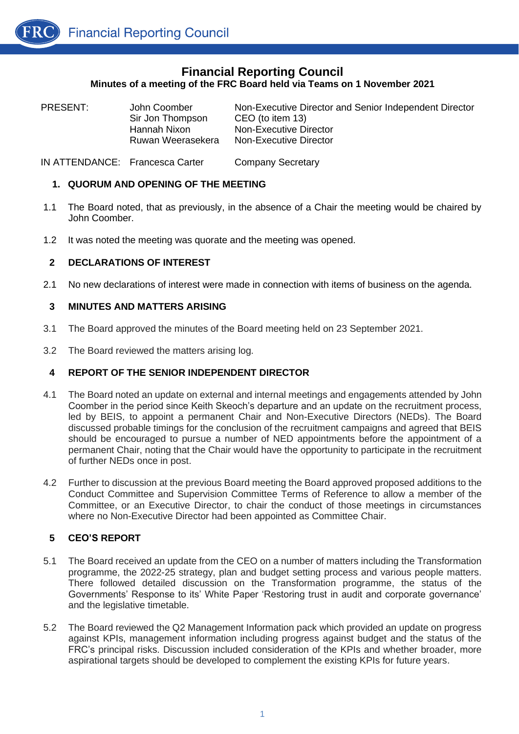# Financial Reporting Council

**Minutes of a meeting of the FRC Board held via Teams on 1 November 2021**

| PRESENT: | John Coomber | Non-Executive Director and Senior Independent Director |
|---|---|---|
| | Sir Jon Thompson | CEO (to item 13) |
| | Hannah Nixon | Non-Executive Director |
| | Ruwan Weerasekera | Non-Executive Director |
| IN ATTENDANCE: | Francesca Carter | Company Secretary |

## 1. QUORUM AND OPENING OF THE MEETING

1.1 The Board noted, that as previously, in the absence of a Chair the meeting would be chaired by John Coomber.

1.2 It was noted the meeting was quorate and the meeting was opened.

## 2 DECLARATIONS OF INTEREST

2.1 No new declarations of interest were made in connection with items of business on the agenda.

## 3 MINUTES AND MATTERS ARISING

3.1 The Board approved the minutes of the Board meeting held on 23 September 2021.

3.2 The Board reviewed the matters arising log.

## 4 REPORT OF THE SENIOR INDEPENDENT DIRECTOR

4.1 The Board noted an update on external and internal meetings and engagements attended by John Coomber in the period since Keith Skeoch's departure and an update on the recruitment process, led by BEIS, to appoint a permanent Chair and Non-Executive Directors (NEDs). The Board discussed probable timings for the conclusion of the recruitment campaigns and agreed that BEIS should be encouraged to pursue a number of NED appointments before the appointment of a permanent Chair, noting that the Chair would have the opportunity to participate in the recruitment of further NEDs once in post.

4.2 Further to discussion at the previous Board meeting the Board approved proposed additions to the Conduct Committee and Supervision Committee Terms of Reference to allow a member of the Committee, or an Executive Director, to chair the conduct of those meetings in circumstances where no Non-Executive Director had been appointed as Committee Chair.

## 5 CEO'S REPORT

5.1 The Board received an update from the CEO on a number of matters including the Transformation programme, the 2022-25 strategy, plan and budget setting process and various people matters. There followed detailed discussion on the Transformation programme, the status of the Governments' Response to its' White Paper 'Restoring trust in audit and corporate governance' and the legislative timetable.

5.2 The Board reviewed the Q2 Management Information pack which provided an update on progress against KPIs, management information including progress against budget and the status of the FRC's principal risks. Discussion included consideration of the KPIs and whether broader, more aspirational targets should be developed to complement the existing KPIs for future years.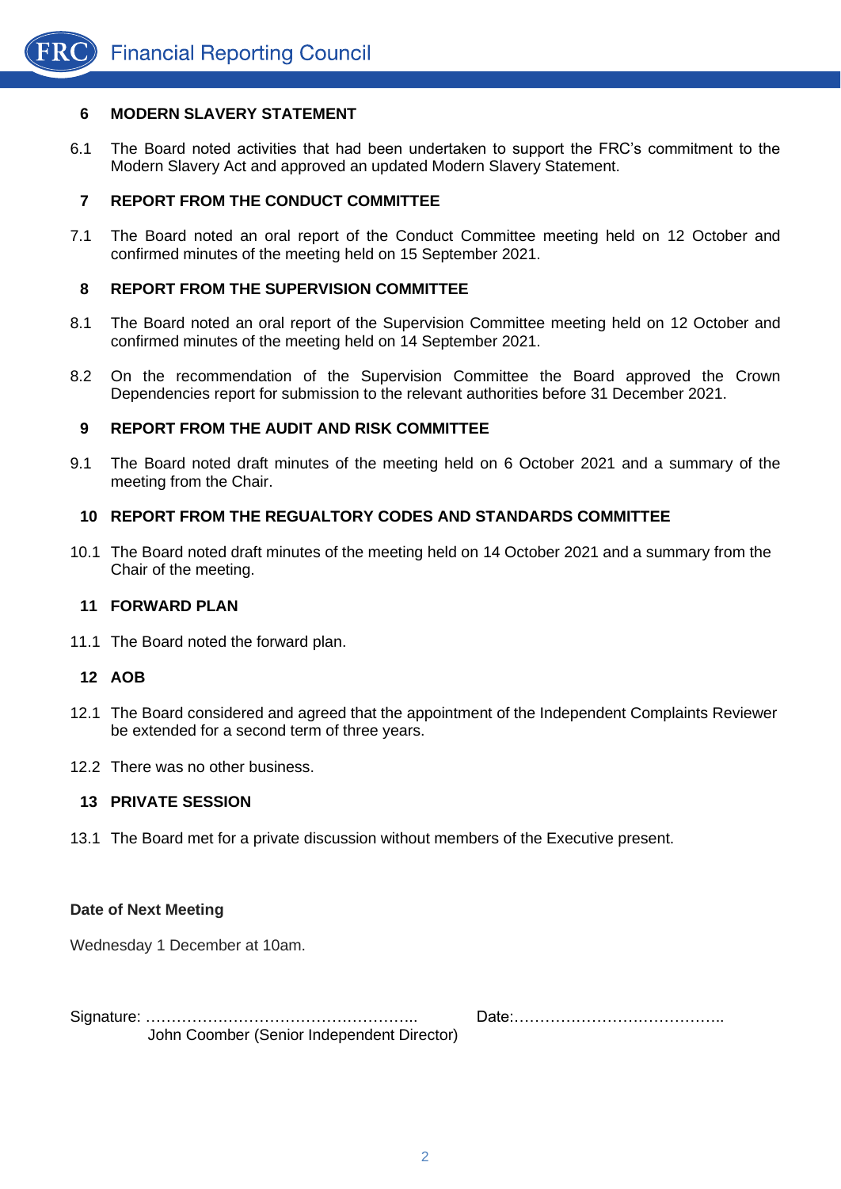## 6 MODERN SLAVERY STATEMENT

6.1 The Board noted activities that had been undertaken to support the FRC's commitment to the Modern Slavery Act and approved an updated Modern Slavery Statement.

## 7 REPORT FROM THE CONDUCT COMMITTEE

7.1 The Board noted an oral report of the Conduct Committee meeting held on 12 October and confirmed minutes of the meeting held on 15 September 2021.

## 8 REPORT FROM THE SUPERVISION COMMITTEE

8.1 The Board noted an oral report of the Supervision Committee meeting held on 12 October and confirmed minutes of the meeting held on 14 September 2021.

8.2 On the recommendation of the Supervision Committee the Board approved the Crown Dependencies report for submission to the relevant authorities before 31 December 2021.

## 9 REPORT FROM THE AUDIT AND RISK COMMITTEE

9.1 The Board noted draft minutes of the meeting held on 6 October 2021 and a summary of the meeting from the Chair.

## 10 REPORT FROM THE REGUALTORY CODES AND STANDARDS COMMITTEE

10.1 The Board noted draft minutes of the meeting held on 14 October 2021 and a summary from the Chair of the meeting.

## 11 FORWARD PLAN

11.1 The Board noted the forward plan.

## 12 AOB

12.1 The Board considered and agreed that the appointment of the Independent Complaints Reviewer be extended for a second term of three years.

12.2 There was no other business.

## 13 PRIVATE SESSION

13.1 The Board met for a private discussion without members of the Executive present.

**Date of Next Meeting**

Wednesday 1 December at 10am.

Signature: …………………………………………….. Date:…………………………………..

John Coomber (Senior Independent Director)